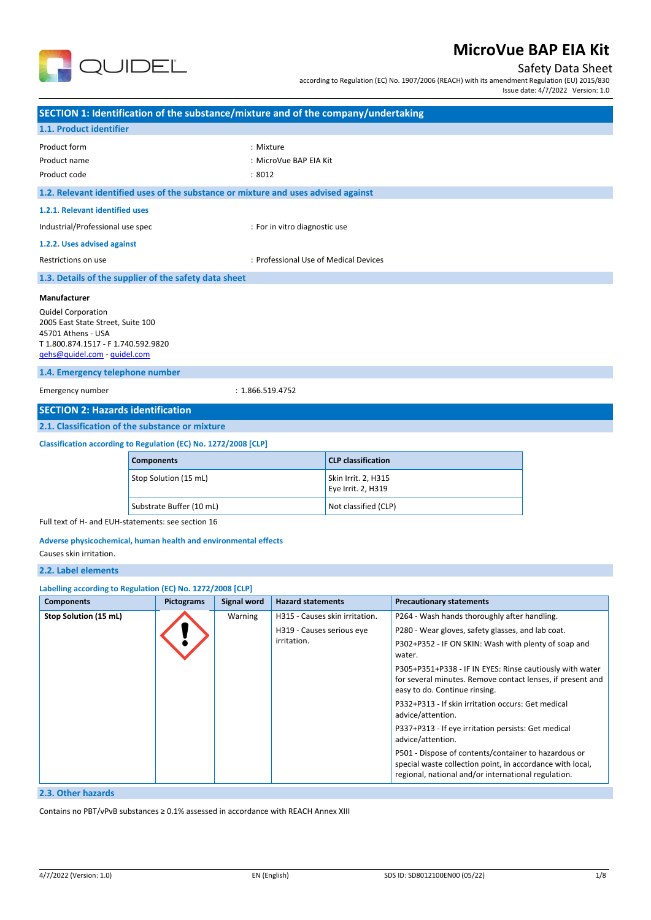# MicroVue BAP EIA Kit

Safety Data Sheet

according to Regulation (EC) No. 1907/2006 (REACH) with its amendment Regulation (EU) 2015/830

Issue date: 4/7/2022 Version: 1.0

## SECTION 1: Identification of the substance/mixture and of the company/undertaking

### 1.1. Product identifier

Product form : Mixture

Product name : MicroVue BAP EIA Kit

Product code : 8012

### 1.2. Relevant identified uses of the substance or mixture and uses advised against

#### 1.2.1. Relevant identified uses

Industrial/Professional use spec : For in vitro diagnostic use

#### 1.2.2. Uses advised against

Restrictions on use : Professional Use of Medical Devices

### 1.3. Details of the supplier of the safety data sheet

**Manufacturer**

Quidel Corporation
2005 East State Street, Suite 100
45701 Athens - USA
T 1.800.874.1517 - F 1.740.592.9820
qehs@quidel.com - quidel.com

### 1.4. Emergency telephone number

Emergency number : 1.866.519.4752

## SECTION 2: Hazards identification

### 2.1. Classification of the substance or mixture

**Classification according to Regulation (EC) No. 1272/2008 [CLP]**

| Components | CLP classification |
|---|---|
| Stop Solution (15 mL) | Skin Irrit. 2, H315<br>Eye Irrit. 2, H319 |
| Substrate Buffer (10 mL) | Not classified (CLP) |

Full text of H- and EUH-statements: see section 16

**Adverse physicochemical, human health and environmental effects**

Causes skin irritation.

### 2.2. Label elements

**Labelling according to Regulation (EC) No. 1272/2008 [CLP]**

| Components | Pictograms | Signal word | Hazard statements | Precautionary statements |
|---|---|---|---|---|
| **Stop Solution (15 mL)** | GHS07 | Warning | H315 - Causes skin irritation.<br>H319 - Causes serious eye irritation. | P264 - Wash hands thoroughly after handling.<br>P280 - Wear gloves, safety glasses, and lab coat.<br>P302+P352 - IF ON SKIN: Wash with plenty of soap and water.<br>P305+P351+P338 - IF IN EYES: Rinse cautiously with water for several minutes. Remove contact lenses, if present and easy to do. Continue rinsing.<br>P332+P313 - If skin irritation occurs: Get medical advice/attention.<br>P337+P313 - If eye irritation persists: Get medical advice/attention.<br>P501 - Dispose of contents/container to hazardous or special waste collection point, in accordance with local, regional, national and/or international regulation. |

### 2.3. Other hazards

Contains no PBT/vPvB substances ≥ 0.1% assessed in accordance with REACH Annex XIII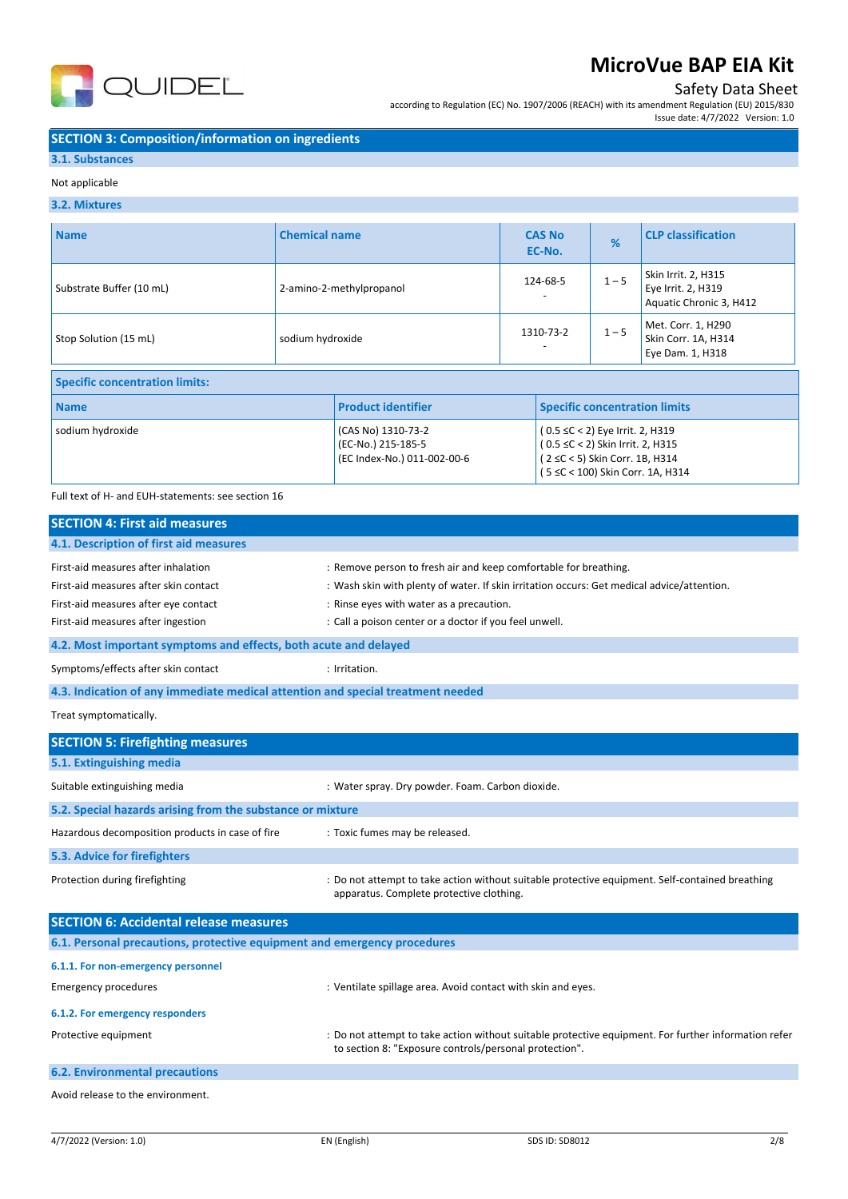## SECTION 3: Composition/information on ingredients

### 3.1. Substances

Not applicable

### 3.2. Mixtures

| Name | Chemical name | CAS No<br>EC-No. | % | CLP classification |
|---|---|---|---|---|
| Substrate Buffer (10 mL) | 2-amino-2-methylpropanol | 124-68-5<br>- | 1 – 5 | Skin Irrit. 2, H315<br>Eye Irrit. 2, H319<br>Aquatic Chronic 3, H412 |
| Stop Solution (15 mL) | sodium hydroxide | 1310-73-2<br>- | 1 – 5 | Met. Corr. 1, H290<br>Skin Corr. 1A, H314<br>Eye Dam. 1, H318 |

| Specific concentration limits: | | |
|---|---|---|
| **Name** | **Product identifier** | **Specific concentration limits** |
| sodium hydroxide | (CAS No) 1310-73-2<br>(EC-No.) 215-185-5<br>(EC Index-No.) 011-002-00-6 | ( 0.5 ≤C < 2) Eye Irrit. 2, H319<br>( 0.5 ≤C < 2) Skin Irrit. 2, H315<br>( 2 ≤C < 5) Skin Corr. 1B, H314<br>( 5 ≤C < 100) Skin Corr. 1A, H314 |

Full text of H- and EUH-statements: see section 16

## SECTION 4: First aid measures

### 4.1. Description of first aid measures

First-aid measures after inhalation : Remove person to fresh air and keep comfortable for breathing.

First-aid measures after skin contact : Wash skin with plenty of water. If skin irritation occurs: Get medical advice/attention.

First-aid measures after eye contact : Rinse eyes with water as a precaution.

First-aid measures after ingestion : Call a poison center or a doctor if you feel unwell.

### 4.2. Most important symptoms and effects, both acute and delayed

Symptoms/effects after skin contact : Irritation.

### 4.3. Indication of any immediate medical attention and special treatment needed

Treat symptomatically.

## SECTION 5: Firefighting measures

### 5.1. Extinguishing media

Suitable extinguishing media : Water spray. Dry powder. Foam. Carbon dioxide.

### 5.2. Special hazards arising from the substance or mixture

Hazardous decomposition products in case of fire : Toxic fumes may be released.

### 5.3. Advice for firefighters

Protection during firefighting : Do not attempt to take action without suitable protective equipment. Self-contained breathing apparatus. Complete protective clothing.

## SECTION 6: Accidental release measures

### 6.1. Personal precautions, protective equipment and emergency procedures

#### 6.1.1. For non-emergency personnel

Emergency procedures : Ventilate spillage area. Avoid contact with skin and eyes.

#### 6.1.2. For emergency responders

Protective equipment : Do not attempt to take action without suitable protective equipment. For further information refer to section 8: "Exposure controls/personal protection".

### 6.2. Environmental precautions

Avoid release to the environment.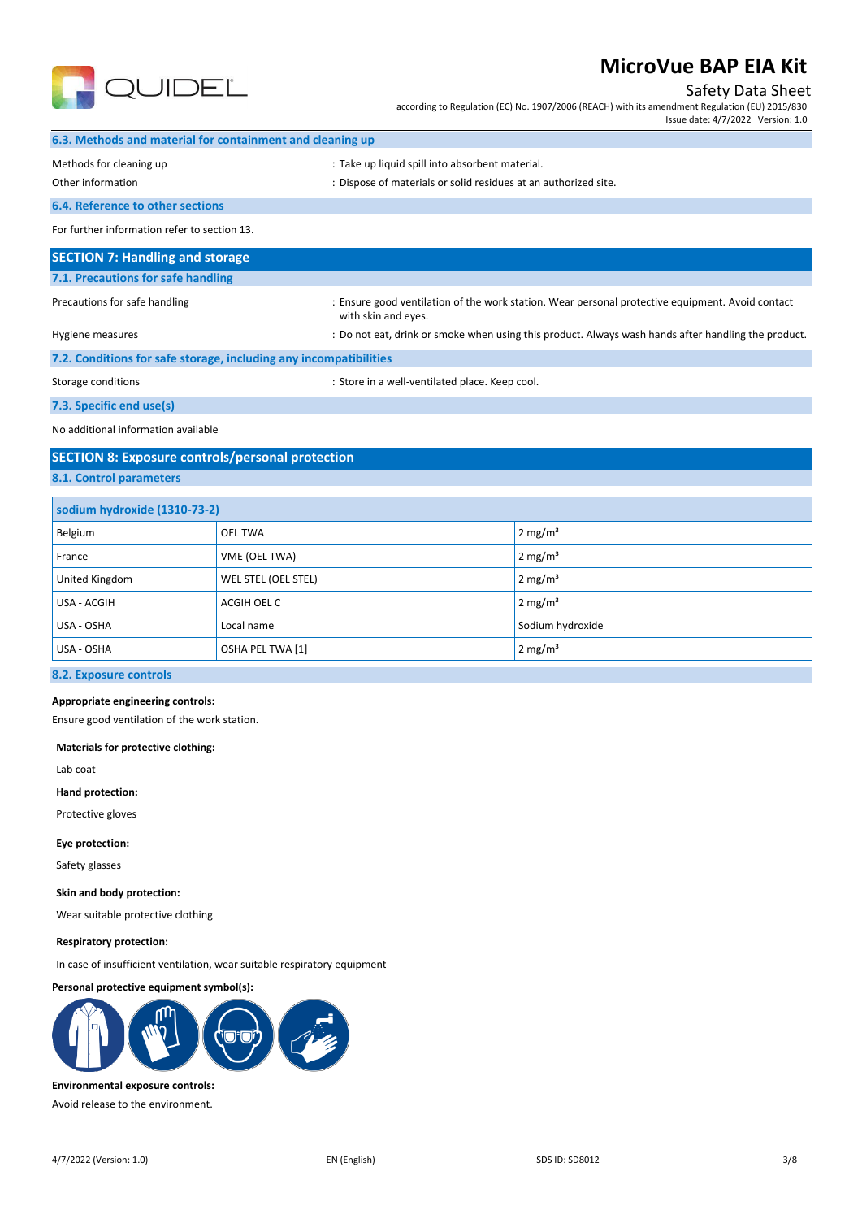### 6.3. Methods and material for containment and cleaning up

Methods for cleaning up : Take up liquid spill into absorbent material.

Other information : Dispose of materials or solid residues at an authorized site.

### 6.4. Reference to other sections

For further information refer to section 13.

## SECTION 7: Handling and storage

### 7.1. Precautions for safe handling

Precautions for safe handling : Ensure good ventilation of the work station. Wear personal protective equipment. Avoid contact with skin and eyes.

Hygiene measures : Do not eat, drink or smoke when using this product. Always wash hands after handling the product.

### 7.2. Conditions for safe storage, including any incompatibilities

Storage conditions : Store in a well-ventilated place. Keep cool.

### 7.3. Specific end use(s)

No additional information available

## SECTION 8: Exposure controls/personal protection

### 8.1. Control parameters

| sodium hydroxide (1310-73-2) | | |
|---|---|---|
| Belgium | OEL TWA | 2 mg/m³ |
| France | VME (OEL TWA) | 2 mg/m³ |
| United Kingdom | WEL STEL (OEL STEL) | 2 mg/m³ |
| USA - ACGIH | ACGIH OEL C | 2 mg/m³ |
| USA - OSHA | Local name | Sodium hydroxide |
| USA - OSHA | OSHA PEL TWA [1] | 2 mg/m³ |

### 8.2. Exposure controls

**Appropriate engineering controls:**

Ensure good ventilation of the work station.

**Materials for protective clothing:**

Lab coat

**Hand protection:**

Protective gloves

**Eye protection:**

Safety glasses

**Skin and body protection:**

Wear suitable protective clothing

**Respiratory protection:**

In case of insufficient ventilation, wear suitable respiratory equipment

**Personal protective equipment symbol(s):**

**Environmental exposure controls:**

Avoid release to the environment.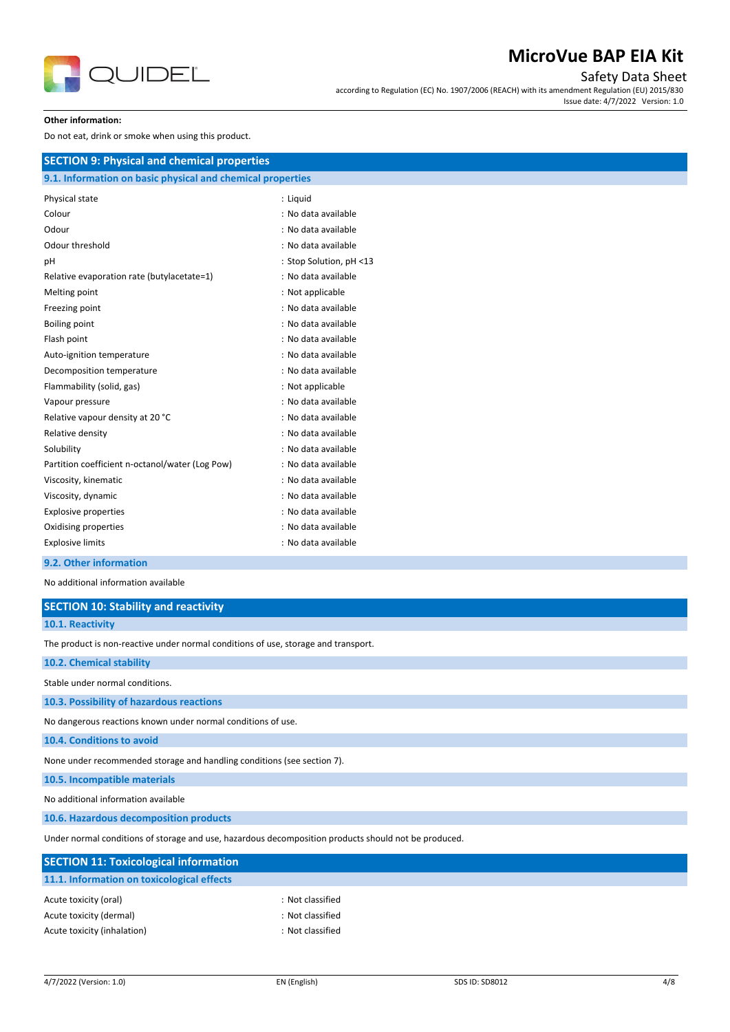**Other information:**

Do not eat, drink or smoke when using this product.

## SECTION 9: Physical and chemical properties

### 9.1. Information on basic physical and chemical properties

| | |
|---|---|
| Physical state | : Liquid |
| Colour | : No data available |
| Odour | : No data available |
| Odour threshold | : No data available |
| pH | : Stop Solution, pH <13 |
| Relative evaporation rate (butylacetate=1) | : No data available |
| Melting point | : Not applicable |
| Freezing point | : No data available |
| Boiling point | : No data available |
| Flash point | : No data available |
| Auto-ignition temperature | : No data available |
| Decomposition temperature | : No data available |
| Flammability (solid, gas) | : Not applicable |
| Vapour pressure | : No data available |
| Relative vapour density at 20 °C | : No data available |
| Relative density | : No data available |
| Solubility | : No data available |
| Partition coefficient n-octanol/water (Log Pow) | : No data available |
| Viscosity, kinematic | : No data available |
| Viscosity, dynamic | : No data available |
| Explosive properties | : No data available |
| Oxidising properties | : No data available |
| Explosive limits | : No data available |

### 9.2. Other information

No additional information available

## SECTION 10: Stability and reactivity

### 10.1. Reactivity

The product is non-reactive under normal conditions of use, storage and transport.

### 10.2. Chemical stability

Stable under normal conditions.

### 10.3. Possibility of hazardous reactions

No dangerous reactions known under normal conditions of use.

### 10.4. Conditions to avoid

None under recommended storage and handling conditions (see section 7).

### 10.5. Incompatible materials

No additional information available

### 10.6. Hazardous decomposition products

Under normal conditions of storage and use, hazardous decomposition products should not be produced.

## SECTION 11: Toxicological information

### 11.1. Information on toxicological effects

| | |
|---|---|
| Acute toxicity (oral) | : Not classified |
| Acute toxicity (dermal) | : Not classified |
| Acute toxicity (inhalation) | : Not classified |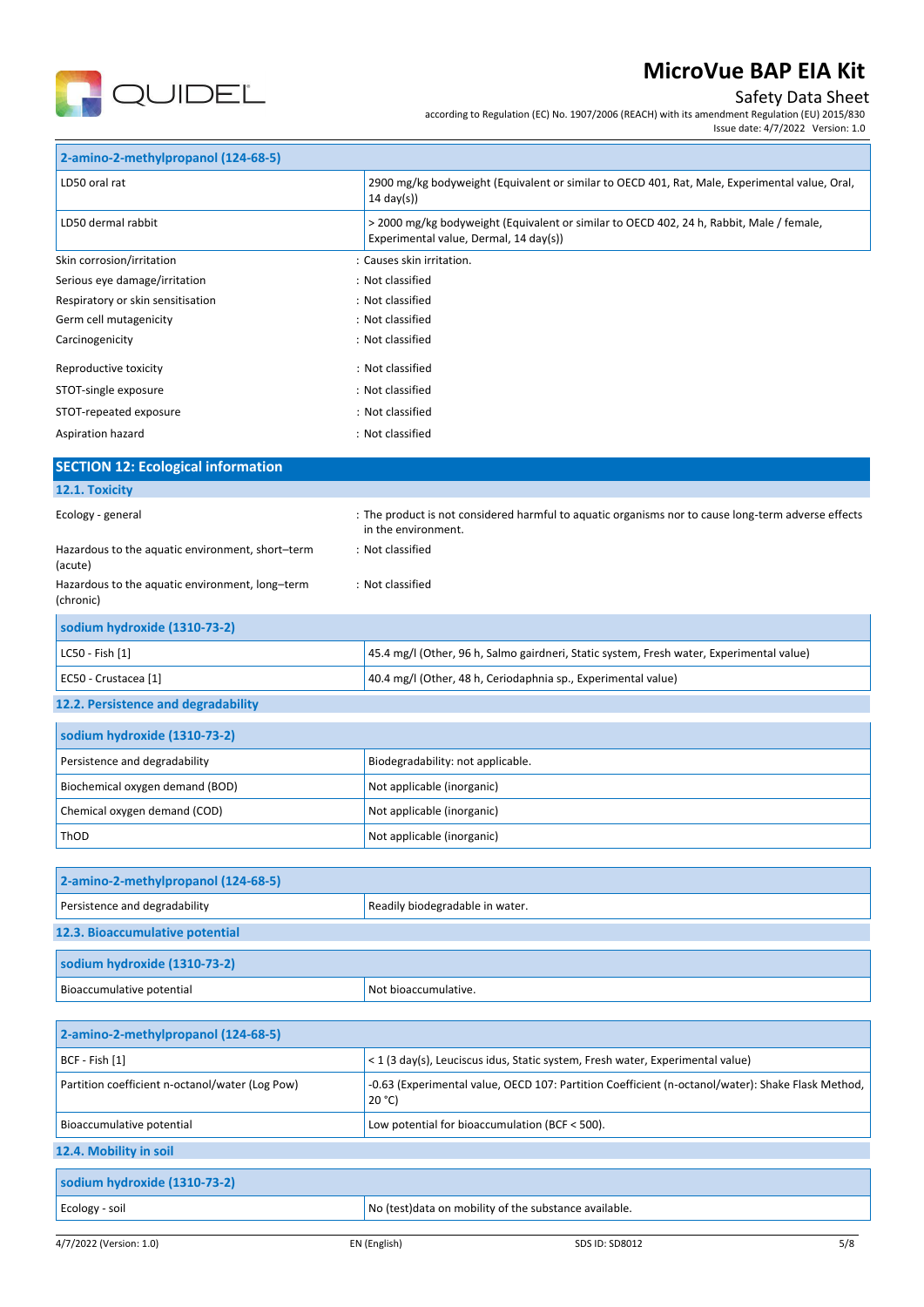| 2-amino-2-methylpropanol (124-68-5) | |
|---|---|
| LD50 oral rat | 2900 mg/kg bodyweight (Equivalent or similar to OECD 401, Rat, Male, Experimental value, Oral, 14 day(s)) |
| LD50 dermal rabbit | > 2000 mg/kg bodyweight (Equivalent or similar to OECD 402, 24 h, Rabbit, Male / female, Experimental value, Dermal, 14 day(s)) |

Skin corrosion/irritation : Causes skin irritation.

Serious eye damage/irritation : Not classified

Respiratory or skin sensitisation : Not classified

Germ cell mutagenicity : Not classified

Carcinogenicity : Not classified

Reproductive toxicity : Not classified

STOT-single exposure : Not classified

STOT-repeated exposure : Not classified

Aspiration hazard : Not classified

## SECTION 12: Ecological information

### 12.1. Toxicity

Ecology - general : The product is not considered harmful to aquatic organisms nor to cause long-term adverse effects in the environment.

Hazardous to the aquatic environment, short–term (acute) : Not classified

Hazardous to the aquatic environment, long–term (chronic) : Not classified

| sodium hydroxide (1310-73-2) | |
|---|---|
| LC50 - Fish [1] | 45.4 mg/l (Other, 96 h, Salmo gairdneri, Static system, Fresh water, Experimental value) |
| EC50 - Crustacea [1] | 40.4 mg/l (Other, 48 h, Ceriodaphnia sp., Experimental value) |

### 12.2. Persistence and degradability

| sodium hydroxide (1310-73-2) | |
|---|---|
| Persistence and degradability | Biodegradability: not applicable. |
| Biochemical oxygen demand (BOD) | Not applicable (inorganic) |
| Chemical oxygen demand (COD) | Not applicable (inorganic) |
| ThOD | Not applicable (inorganic) |

| 2-amino-2-methylpropanol (124-68-5) | |
|---|---|
| Persistence and degradability | Readily biodegradable in water. |

### 12.3. Bioaccumulative potential

| sodium hydroxide (1310-73-2) | |
|---|---|
| Bioaccumulative potential | Not bioaccumulative. |

| 2-amino-2-methylpropanol (124-68-5) | |
|---|---|
| BCF - Fish [1] | < 1 (3 day(s), Leuciscus idus, Static system, Fresh water, Experimental value) |
| Partition coefficient n-octanol/water (Log Pow) | -0.63 (Experimental value, OECD 107: Partition Coefficient (n-octanol/water): Shake Flask Method, 20 °C) |
| Bioaccumulative potential | Low potential for bioaccumulation (BCF < 500). |

### 12.4. Mobility in soil

| sodium hydroxide (1310-73-2) | |
|---|---|
| Ecology - soil | No (test)data on mobility of the substance available. |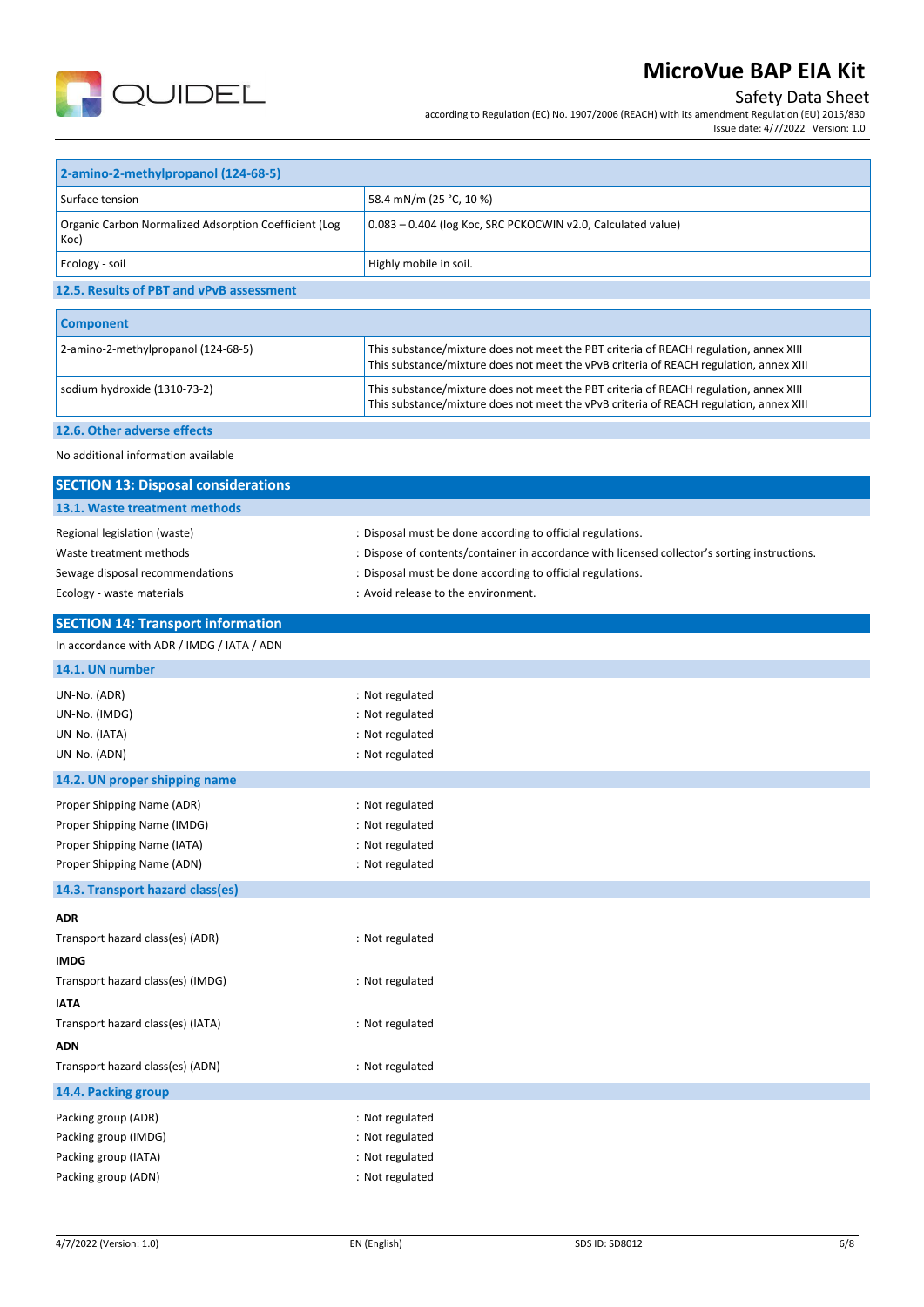| 2-amino-2-methylpropanol (124-68-5) | |
|---|---|
| Surface tension | 58.4 mN/m (25 °C, 10 %) |
| Organic Carbon Normalized Adsorption Coefficient (Log Koc) | 0.083 – 0.404 (log Koc, SRC PCKOCWIN v2.0, Calculated value) |
| Ecology - soil | Highly mobile in soil. |

### 12.5. Results of PBT and vPvB assessment

| Component | |
|---|---|
| 2-amino-2-methylpropanol (124-68-5) | This substance/mixture does not meet the PBT criteria of REACH regulation, annex XIII<br>This substance/mixture does not meet the vPvB criteria of REACH regulation, annex XIII |
| sodium hydroxide (1310-73-2) | This substance/mixture does not meet the PBT criteria of REACH regulation, annex XIII<br>This substance/mixture does not meet the vPvB criteria of REACH regulation, annex XIII |

### 12.6. Other adverse effects

No additional information available

## SECTION 13: Disposal considerations

### 13.1. Waste treatment methods

Regional legislation (waste) : Disposal must be done according to official regulations.

Waste treatment methods : Dispose of contents/container in accordance with licensed collector's sorting instructions.

Sewage disposal recommendations : Disposal must be done according to official regulations.

Ecology - waste materials : Avoid release to the environment.

## SECTION 14: Transport information

In accordance with ADR / IMDG / IATA / ADN

### 14.1. UN number

UN-No. (ADR) : Not regulated

UN-No. (IMDG) : Not regulated

UN-No. (IATA) : Not regulated

UN-No. (ADN) : Not regulated

### 14.2. UN proper shipping name

Proper Shipping Name (ADR) : Not regulated

Proper Shipping Name (IMDG) : Not regulated

Proper Shipping Name (IATA) : Not regulated

Proper Shipping Name (ADN) : Not regulated

### 14.3. Transport hazard class(es)

**ADR**

Transport hazard class(es) (ADR) : Not regulated

**IMDG**

Transport hazard class(es) (IMDG) : Not regulated

**IATA**

Transport hazard class(es) (IATA) : Not regulated

**ADN**

Transport hazard class(es) (ADN) : Not regulated

### 14.4. Packing group

Packing group (ADR) : Not regulated

Packing group (IMDG) : Not regulated

Packing group (IATA) : Not regulated

Packing group (ADN) : Not regulated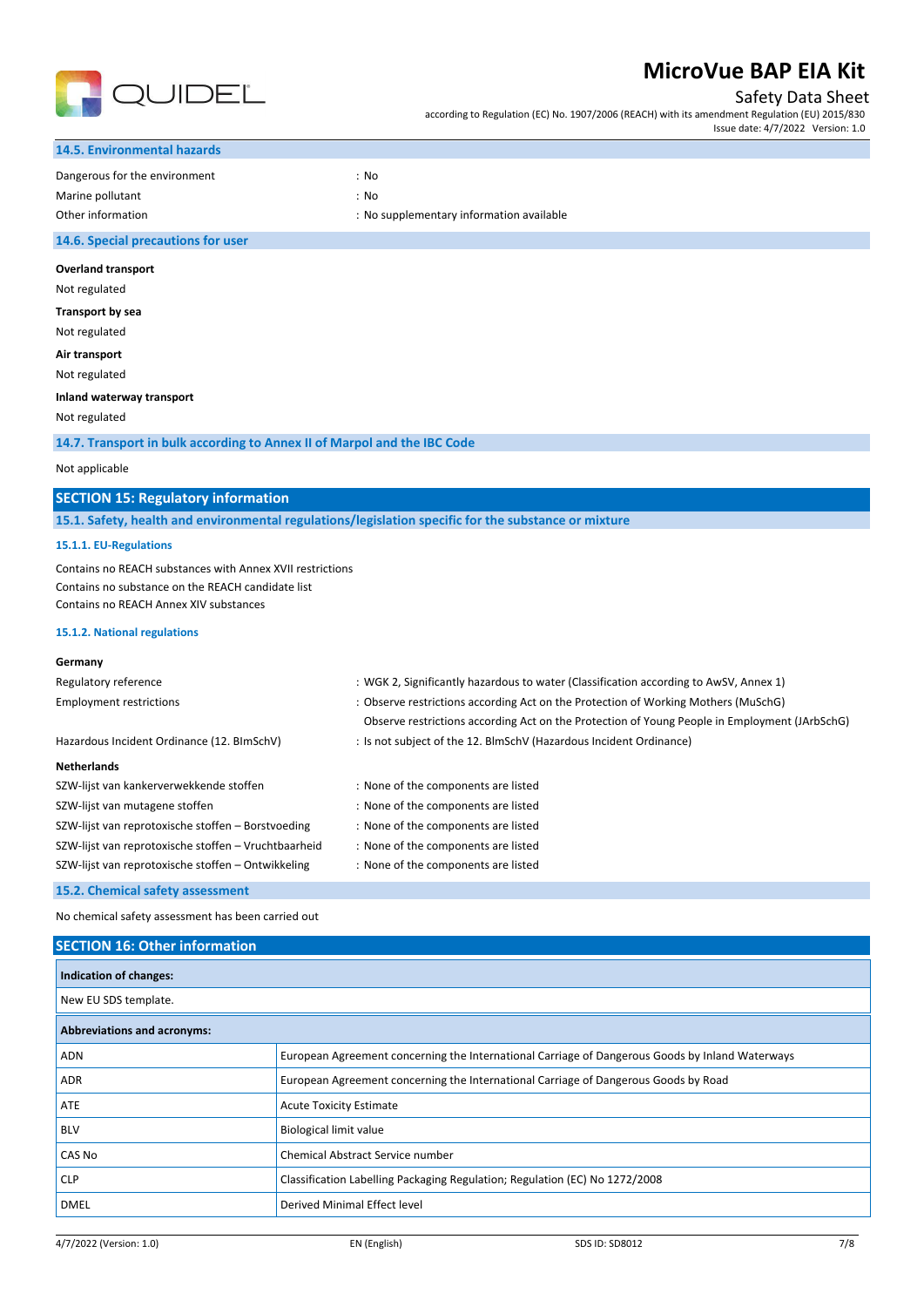### 14.5. Environmental hazards

| | |
|---|---|
| Dangerous for the environment | : No |
| Marine pollutant | : No |
| Other information | : No supplementary information available |

### 14.6. Special precautions for user

**Overland transport**

Not regulated

**Transport by sea**

Not regulated

**Air transport**

Not regulated

**Inland waterway transport**

Not regulated

### 14.7. Transport in bulk according to Annex II of Marpol and the IBC Code

Not applicable

## SECTION 15: Regulatory information

### 15.1. Safety, health and environmental regulations/legislation specific for the substance or mixture

#### 15.1.1. EU-Regulations

Contains no REACH substances with Annex XVII restrictions
Contains no substance on the REACH candidate list
Contains no REACH Annex XIV substances

#### 15.1.2. National regulations

**Germany**

| | |
|---|---|
| Regulatory reference | : WGK 2, Significantly hazardous to water (Classification according to AwSV, Annex 1) |
| Employment restrictions | : Observe restrictions according Act on the Protection of Working Mothers (MuSchG)<br>Observe restrictions according Act on the Protection of Young People in Employment (JArbSchG) |
| Hazardous Incident Ordinance (12. BImSchV) | : Is not subject of the 12. BlmSchV (Hazardous Incident Ordinance) |

**Netherlands**

| | |
|---|---|
| SZW-lijst van kankerverwekkende stoffen | : None of the components are listed |
| SZW-lijst van mutagene stoffen | : None of the components are listed |
| SZW-lijst van reprotoxische stoffen – Borstvoeding | : None of the components are listed |
| SZW-lijst van reprotoxische stoffen – Vruchtbaarheid | : None of the components are listed |
| SZW-lijst van reprotoxische stoffen – Ontwikkeling | : None of the components are listed |

### 15.2. Chemical safety assessment

No chemical safety assessment has been carried out

## SECTION 16: Other information

| **Indication of changes:** |
|---|
| New EU SDS template. |

| **Abbreviations and acronyms:** | |
|---|---|
| ADN | European Agreement concerning the International Carriage of Dangerous Goods by Inland Waterways |
| ADR | European Agreement concerning the International Carriage of Dangerous Goods by Road |
| ATE | Acute Toxicity Estimate |
| BLV | Biological limit value |
| CAS No | Chemical Abstract Service number |
| CLP | Classification Labelling Packaging Regulation; Regulation (EC) No 1272/2008 |
| DMEL | Derived Minimal Effect level |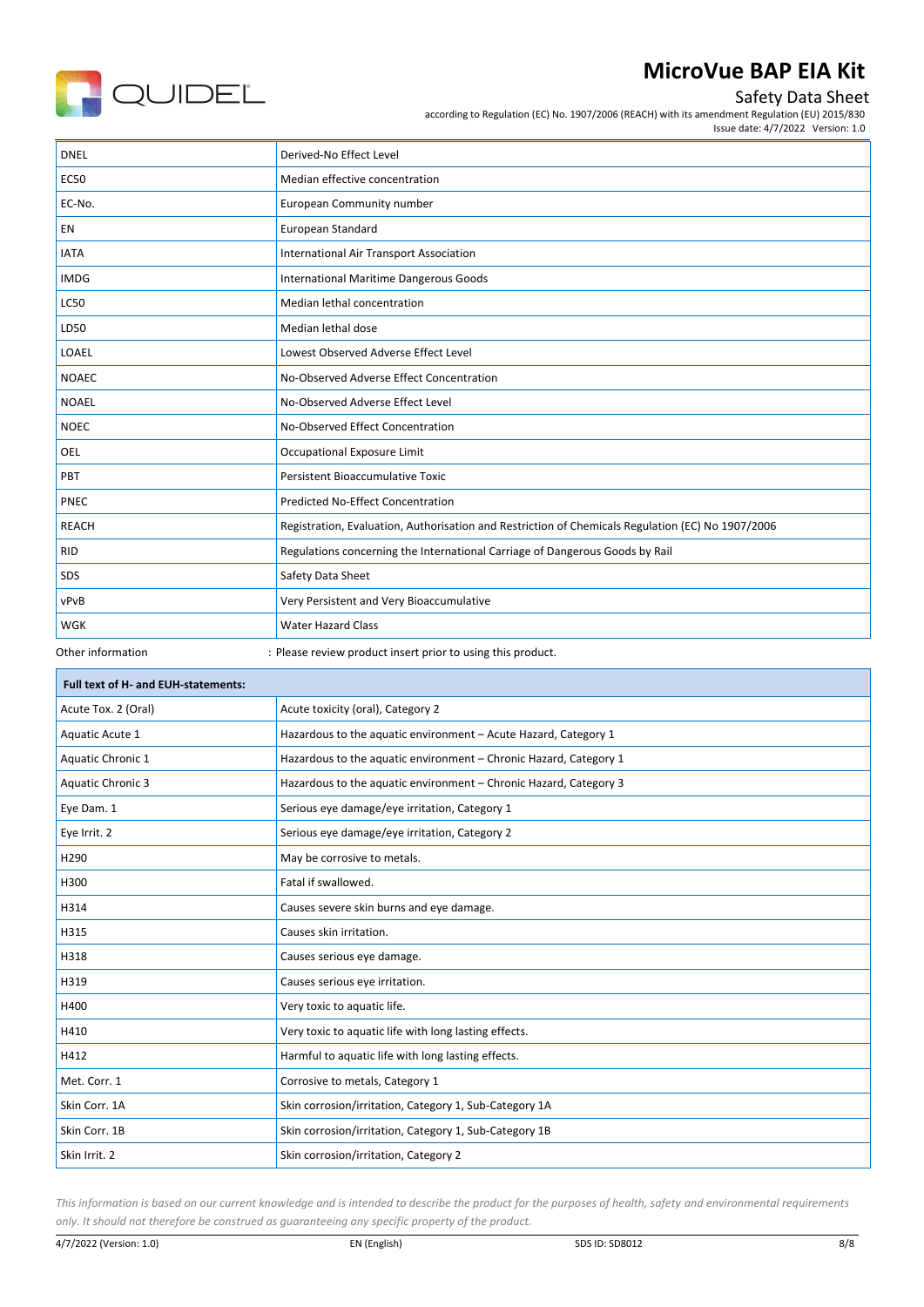| | |
|---|---|
| DNEL | Derived-No Effect Level |
| EC50 | Median effective concentration |
| EC-No. | European Community number |
| EN | European Standard |
| IATA | International Air Transport Association |
| IMDG | International Maritime Dangerous Goods |
| LC50 | Median lethal concentration |
| LD50 | Median lethal dose |
| LOAEL | Lowest Observed Adverse Effect Level |
| NOAEC | No-Observed Adverse Effect Concentration |
| NOAEL | No-Observed Adverse Effect Level |
| NOEC | No-Observed Effect Concentration |
| OEL | Occupational Exposure Limit |
| PBT | Persistent Bioaccumulative Toxic |
| PNEC | Predicted No-Effect Concentration |
| REACH | Registration, Evaluation, Authorisation and Restriction of Chemicals Regulation (EC) No 1907/2006 |
| RID | Regulations concerning the International Carriage of Dangerous Goods by Rail |
| SDS | Safety Data Sheet |
| vPvB | Very Persistent and Very Bioaccumulative |
| WGK | Water Hazard Class |

Other information : Please review product insert prior to using this product.

| **Full text of H- and EUH-statements:** | |
|---|---|
| Acute Tox. 2 (Oral) | Acute toxicity (oral), Category 2 |
| Aquatic Acute 1 | Hazardous to the aquatic environment – Acute Hazard, Category 1 |
| Aquatic Chronic 1 | Hazardous to the aquatic environment – Chronic Hazard, Category 1 |
| Aquatic Chronic 3 | Hazardous to the aquatic environment – Chronic Hazard, Category 3 |
| Eye Dam. 1 | Serious eye damage/eye irritation, Category 1 |
| Eye Irrit. 2 | Serious eye damage/eye irritation, Category 2 |
| H290 | May be corrosive to metals. |
| H300 | Fatal if swallowed. |
| H314 | Causes severe skin burns and eye damage. |
| H315 | Causes skin irritation. |
| H318 | Causes serious eye damage. |
| H319 | Causes serious eye irritation. |
| H400 | Very toxic to aquatic life. |
| H410 | Very toxic to aquatic life with long lasting effects. |
| H412 | Harmful to aquatic life with long lasting effects. |
| Met. Corr. 1 | Corrosive to metals, Category 1 |
| Skin Corr. 1A | Skin corrosion/irritation, Category 1, Sub-Category 1A |
| Skin Corr. 1B | Skin corrosion/irritation, Category 1, Sub-Category 1B |
| Skin Irrit. 2 | Skin corrosion/irritation, Category 2 |

*This information is based on our current knowledge and is intended to describe the product for the purposes of health, safety and environmental requirements only. It should not therefore be construed as guaranteeing any specific property of the product.*